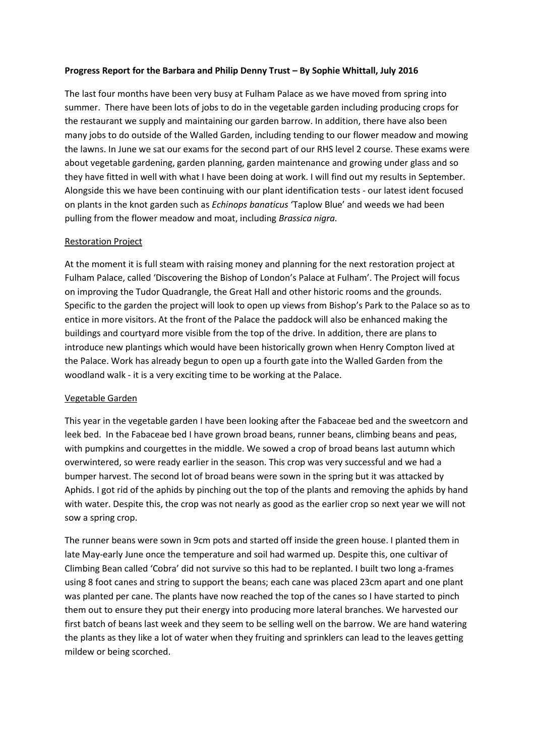**Progress Report for the Barbara and Philip Denny Trust – By Sophie Whittall, July 2016**

The last four months have been very busy at Fulham Palace as we have moved from spring into summer. There have been lots of jobs to do in the vegetable garden including producing crops for the restaurant we supply and maintaining our garden barrow. In addition, there have also been many jobs to do outside of the Walled Garden, including tending to our flower meadow and mowing the lawns. In June we sat our exams for the second part of our RHS level 2 course. These exams were about vegetable gardening, garden planning, garden maintenance and growing under glass and so they have fitted in well with what I have been doing at work. I will find out my results in September. Alongside this we have been continuing with our plant identification tests - our latest ident focused on plants in the knot garden such as *Echinops banaticus* 'Taplow Blue' and weeds we had been pulling from the flower meadow and moat, including *Brassica nigra.*

<u>Restoration Project</u>

At the moment it is full steam with raising money and planning for the next restoration project at Fulham Palace, called 'Discovering the Bishop of London's Palace at Fulham'. The Project will focus on improving the Tudor Quadrangle, the Great Hall and other historic rooms and the grounds. Specific to the garden the project will look to open up views from Bishop's Park to the Palace so as to entice in more visitors. At the front of the Palace the paddock will also be enhanced making the buildings and courtyard more visible from the top of the drive. In addition, there are plans to introduce new plantings which would have been historically grown when Henry Compton lived at the Palace. Work has already begun to open up a fourth gate into the Walled Garden from the woodland walk - it is a very exciting time to be working at the Palace.

<u>Vegetable Garden</u>

This year in the vegetable garden I have been looking after the Fabaceae bed and the sweetcorn and leek bed. In the Fabaceae bed I have grown broad beans, runner beans, climbing beans and peas, with pumpkins and courgettes in the middle. We sowed a crop of broad beans last autumn which overwintered, so were ready earlier in the season. This crop was very successful and we had a bumper harvest. The second lot of broad beans were sown in the spring but it was attacked by Aphids. I got rid of the aphids by pinching out the top of the plants and removing the aphids by hand with water. Despite this, the crop was not nearly as good as the earlier crop so next year we will not sow a spring crop.

The runner beans were sown in 9cm pots and started off inside the green house. I planted them in late May-early June once the temperature and soil had warmed up. Despite this, one cultivar of Climbing Bean called 'Cobra' did not survive so this had to be replanted. I built two long a-frames using 8 foot canes and string to support the beans; each cane was placed 23cm apart and one plant was planted per cane. The plants have now reached the top of the canes so I have started to pinch them out to ensure they put their energy into producing more lateral branches. We harvested our first batch of beans last week and they seem to be selling well on the barrow. We are hand watering the plants as they like a lot of water when they fruiting and sprinklers can lead to the leaves getting mildew or being scorched.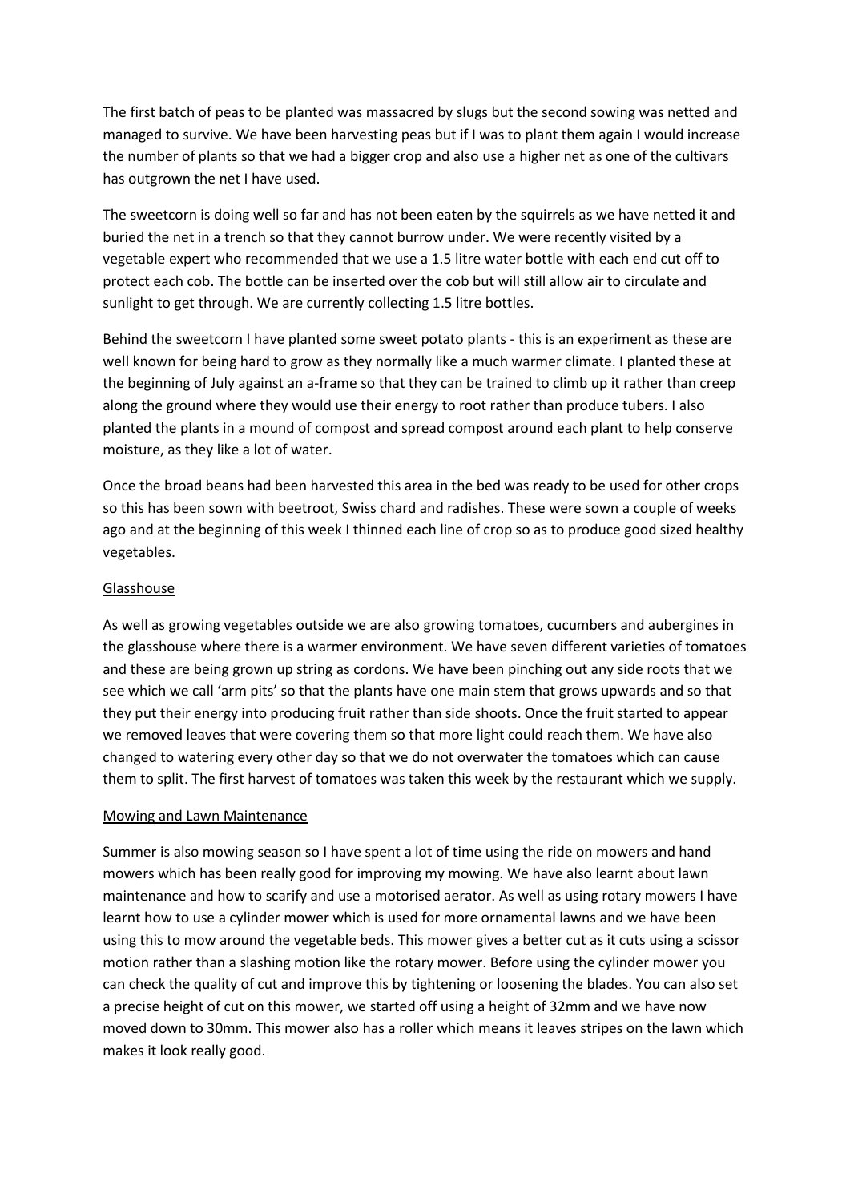The first batch of peas to be planted was massacred by slugs but the second sowing was netted and managed to survive. We have been harvesting peas but if I was to plant them again I would increase the number of plants so that we had a bigger crop and also use a higher net as one of the cultivars has outgrown the net I have used.

The sweetcorn is doing well so far and has not been eaten by the squirrels as we have netted it and buried the net in a trench so that they cannot burrow under. We were recently visited by a vegetable expert who recommended that we use a 1.5 litre water bottle with each end cut off to protect each cob. The bottle can be inserted over the cob but will still allow air to circulate and sunlight to get through. We are currently collecting 1.5 litre bottles.

Behind the sweetcorn I have planted some sweet potato plants - this is an experiment as these are well known for being hard to grow as they normally like a much warmer climate. I planted these at the beginning of July against an a-frame so that they can be trained to climb up it rather than creep along the ground where they would use their energy to root rather than produce tubers. I also planted the plants in a mound of compost and spread compost around each plant to help conserve moisture, as they like a lot of water.

Once the broad beans had been harvested this area in the bed was ready to be used for other crops so this has been sown with beetroot, Swiss chard and radishes. These were sown a couple of weeks ago and at the beginning of this week I thinned each line of crop so as to produce good sized healthy vegetables.

<u>Glasshouse</u>

As well as growing vegetables outside we are also growing tomatoes, cucumbers and aubergines in the glasshouse where there is a warmer environment. We have seven different varieties of tomatoes and these are being grown up string as cordons. We have been pinching out any side roots that we see which we call 'arm pits' so that the plants have one main stem that grows upwards and so that they put their energy into producing fruit rather than side shoots. Once the fruit started to appear we removed leaves that were covering them so that more light could reach them. We have also changed to watering every other day so that we do not overwater the tomatoes which can cause them to split. The first harvest of tomatoes was taken this week by the restaurant which we supply.

<u>Mowing and Lawn Maintenance</u>

Summer is also mowing season so I have spent a lot of time using the ride on mowers and hand mowers which has been really good for improving my mowing. We have also learnt about lawn maintenance and how to scarify and use a motorised aerator. As well as using rotary mowers I have learnt how to use a cylinder mower which is used for more ornamental lawns and we have been using this to mow around the vegetable beds. This mower gives a better cut as it cuts using a scissor motion rather than a slashing motion like the rotary mower. Before using the cylinder mower you can check the quality of cut and improve this by tightening or loosening the blades. You can also set a precise height of cut on this mower, we started off using a height of 32mm and we have now moved down to 30mm. This mower also has a roller which means it leaves stripes on the lawn which makes it look really good.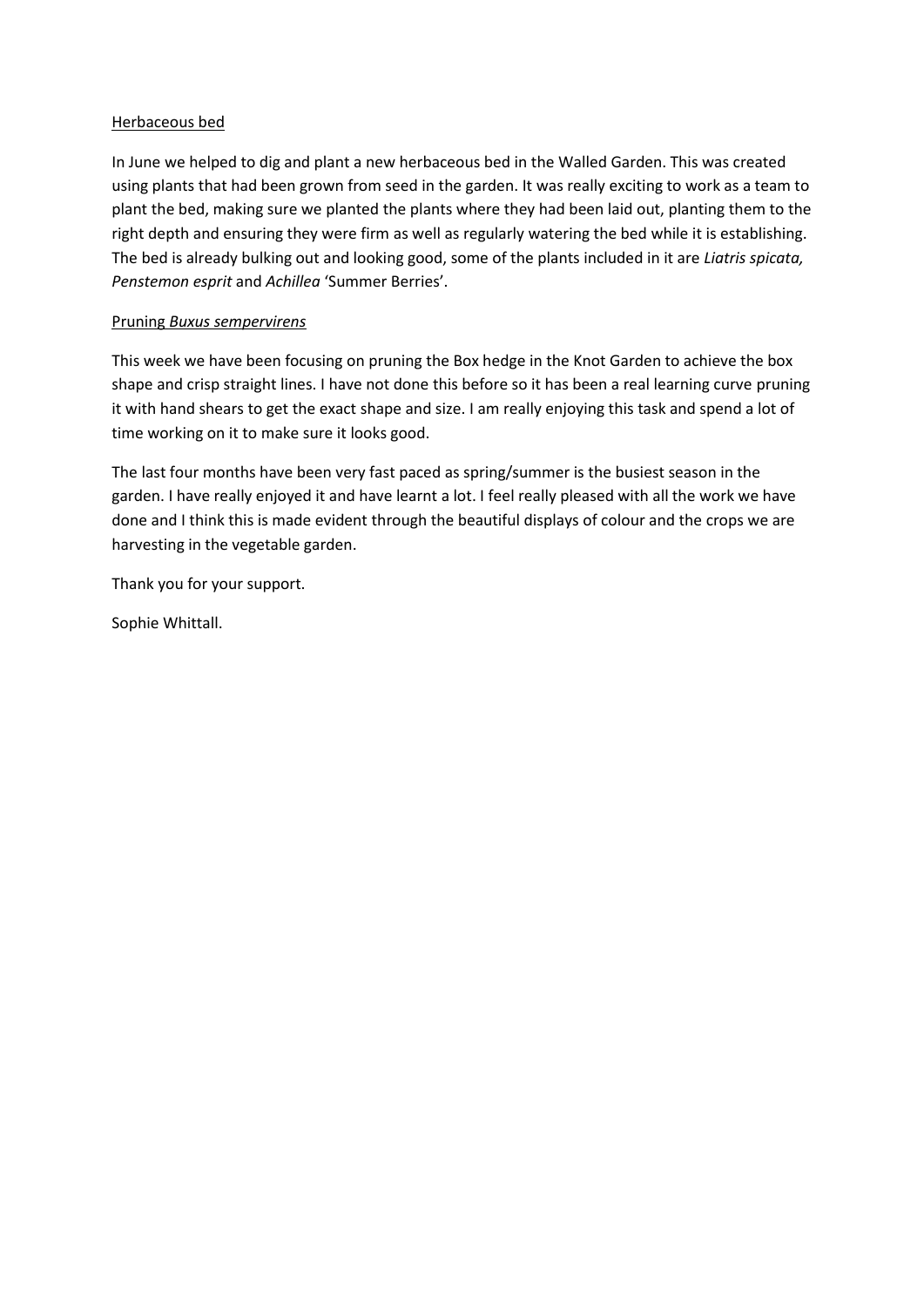Herbaceous bed

In June we helped to dig and plant a new herbaceous bed in the Walled Garden. This was created using plants that had been grown from seed in the garden. It was really exciting to work as a team to plant the bed, making sure we planted the plants where they had been laid out, planting them to the right depth and ensuring they were firm as well as regularly watering the bed while it is establishing. The bed is already bulking out and looking good, some of the plants included in it are *Liatris spicata, Penstemon esprit* and *Achillea* 'Summer Berries'.

Pruning *Buxus sempervirens*

This week we have been focusing on pruning the Box hedge in the Knot Garden to achieve the box shape and crisp straight lines. I have not done this before so it has been a real learning curve pruning it with hand shears to get the exact shape and size. I am really enjoying this task and spend a lot of time working on it to make sure it looks good.

The last four months have been very fast paced as spring/summer is the busiest season in the garden. I have really enjoyed it and have learnt a lot. I feel really pleased with all the work we have done and I think this is made evident through the beautiful displays of colour and the crops we are harvesting in the vegetable garden.

Thank you for your support.

Sophie Whittall.